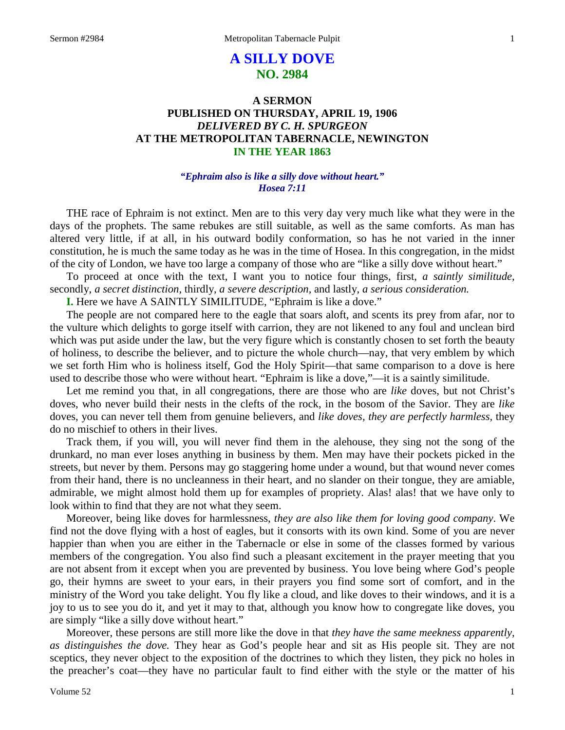# A SILLY DOVE
## NO. 2984

### A SERMON
### PUBLISHED ON THURSDAY, APRIL 19, 1906
### *DELIVERED BY C. H. SPURGEON*
### AT THE METROPOLITAN TABERNACLE, NEWINGTON
### IN THE YEAR 1863

*"Ephraim also is like a silly dove without heart."*
*Hosea 7:11*

THE race of Ephraim is not extinct. Men are to this very day very much like what they were in the days of the prophets. The same rebukes are still suitable, as well as the same comforts. As man has altered very little, if at all, in his outward bodily conformation, so has he not varied in the inner constitution, he is much the same today as he was in the time of Hosea. In this congregation, in the midst of the city of London, we have too large a company of those who are "like a silly dove without heart."

To proceed at once with the text, I want you to notice four things, first, *a saintly similitude,* secondly, *a secret distinction,* thirdly, *a severe description,* and lastly, *a serious consideration.*

**I.** Here we have A SAINTLY SIMILITUDE, "Ephraim is like a dove."

The people are not compared here to the eagle that soars aloft, and scents its prey from afar, nor to the vulture which delights to gorge itself with carrion, they are not likened to any foul and unclean bird which was put aside under the law, but the very figure which is constantly chosen to set forth the beauty of holiness, to describe the believer, and to picture the whole church—nay, that very emblem by which we set forth Him who is holiness itself, God the Holy Spirit—that same comparison to a dove is here used to describe those who were without heart. "Ephraim is like a dove,"—it is a saintly similitude.

Let me remind you that, in all congregations, there are those who are *like* doves, but not Christ's doves, who never build their nests in the clefts of the rock, in the bosom of the Savior. They are *like* doves, you can never tell them from genuine believers, and *like doves, they are perfectly harmless,* they do no mischief to others in their lives.

Track them, if you will, you will never find them in the alehouse, they sing not the song of the drunkard, no man ever loses anything in business by them. Men may have their pockets picked in the streets, but never by them. Persons may go staggering home under a wound, but that wound never comes from their hand, there is no uncleanness in their heart, and no slander on their tongue, they are amiable, admirable, we might almost hold them up for examples of propriety. Alas! alas! that we have only to look within to find that they are not what they seem.

Moreover, being like doves for harmlessness, *they are also like them for loving good company*. We find not the dove flying with a host of eagles, but it consorts with its own kind. Some of you are never happier than when you are either in the Tabernacle or else in some of the classes formed by various members of the congregation. You also find such a pleasant excitement in the prayer meeting that you are not absent from it except when you are prevented by business. You love being where God's people go, their hymns are sweet to your ears, in their prayers you find some sort of comfort, and in the ministry of the Word you take delight. You fly like a cloud, and like doves to their windows, and it is a joy to us to see you do it, and yet it may to that, although you know how to congregate like doves, you are simply "like a silly dove without heart."

Moreover, these persons are still more like the dove in that *they have the same meekness apparently, as distinguishes the dove.* They hear as God's people hear and sit as His people sit. They are not sceptics, they never object to the exposition of the doctrines to which they listen, they pick no holes in the preacher's coat—they have no particular fault to find either with the style or the matter of his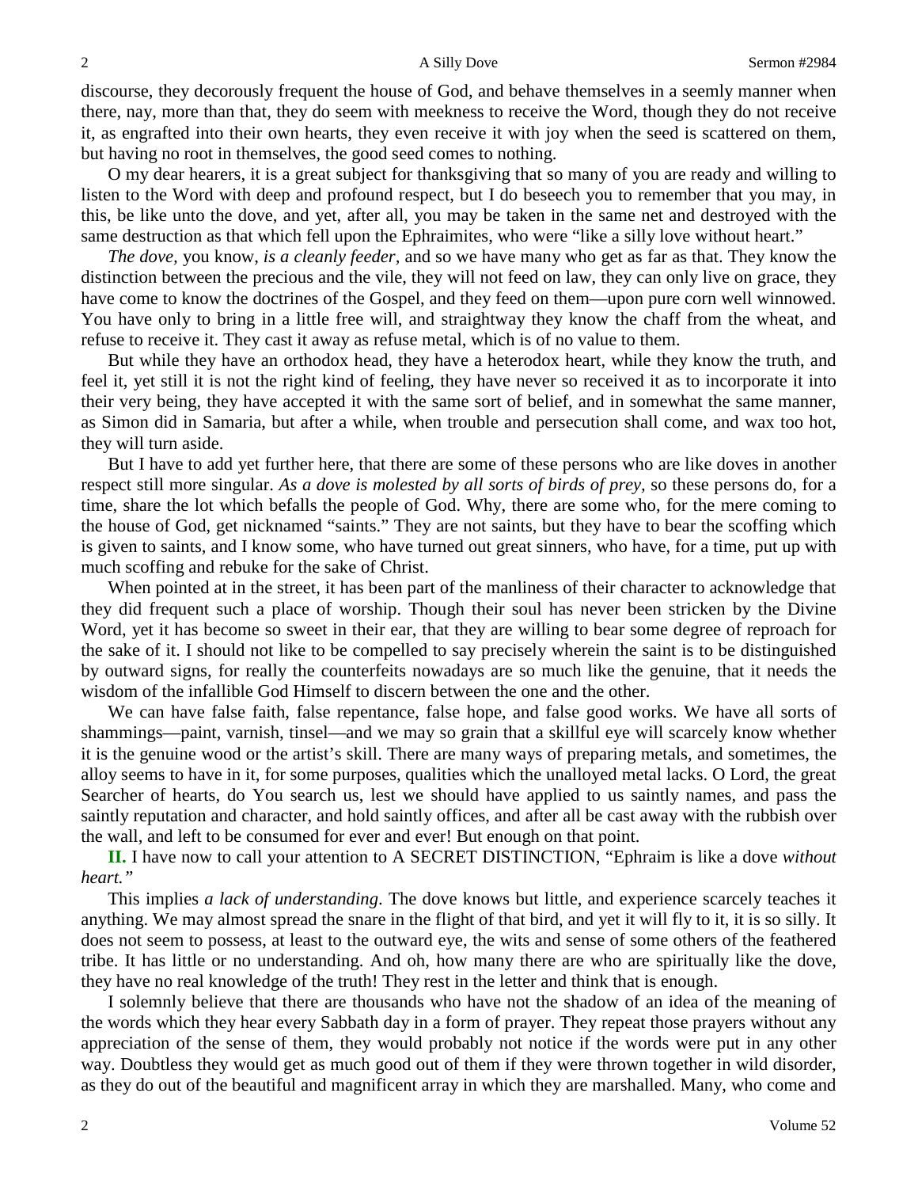discourse, they decorously frequent the house of God, and behave themselves in a seemly manner when there, nay, more than that, they do seem with meekness to receive the Word, though they do not receive it, as engrafted into their own hearts, they even receive it with joy when the seed is scattered on them, but having no root in themselves, the good seed comes to nothing.

O my dear hearers, it is a great subject for thanksgiving that so many of you are ready and willing to listen to the Word with deep and profound respect, but I do beseech you to remember that you may, in this, be like unto the dove, and yet, after all, you may be taken in the same net and destroyed with the same destruction as that which fell upon the Ephraimites, who were "like a silly love without heart."

*The dove,* you know, *is a cleanly feeder,* and so we have many who get as far as that. They know the distinction between the precious and the vile, they will not feed on law, they can only live on grace, they have come to know the doctrines of the Gospel, and they feed on them—upon pure corn well winnowed. You have only to bring in a little free will, and straightway they know the chaff from the wheat, and refuse to receive it. They cast it away as refuse metal, which is of no value to them.

But while they have an orthodox head, they have a heterodox heart, while they know the truth, and feel it, yet still it is not the right kind of feeling, they have never so received it as to incorporate it into their very being, they have accepted it with the same sort of belief, and in somewhat the same manner, as Simon did in Samaria, but after a while, when trouble and persecution shall come, and wax too hot, they will turn aside.

But I have to add yet further here, that there are some of these persons who are like doves in another respect still more singular. *As a dove is molested by all sorts of birds of prey,* so these persons do, for a time, share the lot which befalls the people of God. Why, there are some who, for the mere coming to the house of God, get nicknamed "saints." They are not saints, but they have to bear the scoffing which is given to saints, and I know some, who have turned out great sinners, who have, for a time, put up with much scoffing and rebuke for the sake of Christ.

When pointed at in the street, it has been part of the manliness of their character to acknowledge that they did frequent such a place of worship. Though their soul has never been stricken by the Divine Word, yet it has become so sweet in their ear, that they are willing to bear some degree of reproach for the sake of it. I should not like to be compelled to say precisely wherein the saint is to be distinguished by outward signs, for really the counterfeits nowadays are so much like the genuine, that it needs the wisdom of the infallible God Himself to discern between the one and the other.

We can have false faith, false repentance, false hope, and false good works. We have all sorts of shammings—paint, varnish, tinsel—and we may so grain that a skillful eye will scarcely know whether it is the genuine wood or the artist's skill. There are many ways of preparing metals, and sometimes, the alloy seems to have in it, for some purposes, qualities which the unalloyed metal lacks. O Lord, the great Searcher of hearts, do You search us, lest we should have applied to us saintly names, and pass the saintly reputation and character, and hold saintly offices, and after all be cast away with the rubbish over the wall, and left to be consumed for ever and ever! But enough on that point.

**II.** I have now to call your attention to A SECRET DISTINCTION, "Ephraim is like a dove *without heart."*

This implies *a lack of understanding*. The dove knows but little, and experience scarcely teaches it anything. We may almost spread the snare in the flight of that bird, and yet it will fly to it, it is so silly. It does not seem to possess, at least to the outward eye, the wits and sense of some others of the feathered tribe. It has little or no understanding. And oh, how many there are who are spiritually like the dove, they have no real knowledge of the truth! They rest in the letter and think that is enough.

I solemnly believe that there are thousands who have not the shadow of an idea of the meaning of the words which they hear every Sabbath day in a form of prayer. They repeat those prayers without any appreciation of the sense of them, they would probably not notice if the words were put in any other way. Doubtless they would get as much good out of them if they were thrown together in wild disorder, as they do out of the beautiful and magnificent array in which they are marshalled. Many, who come and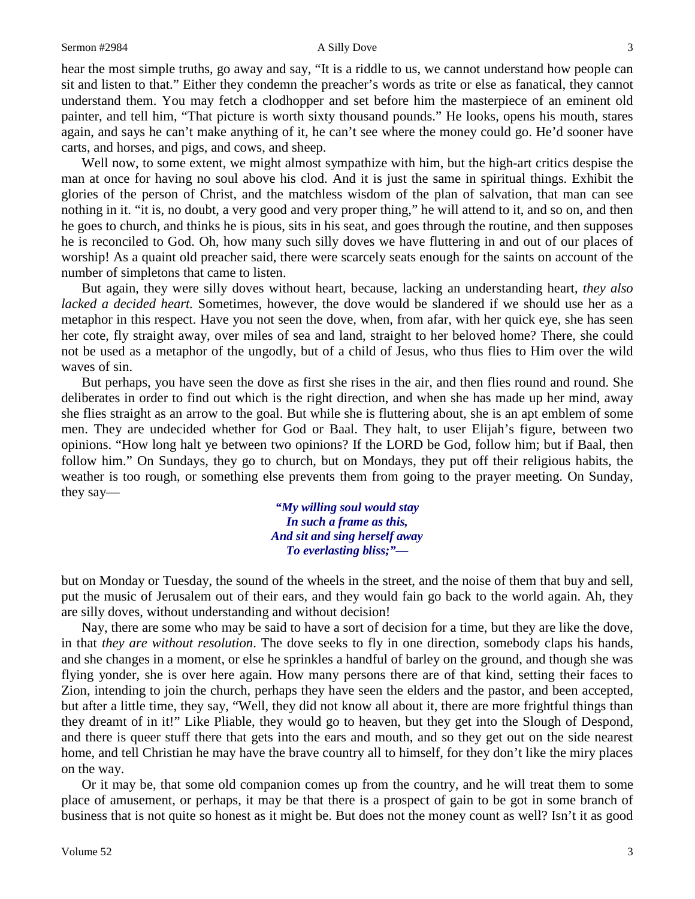hear the most simple truths, go away and say, "It is a riddle to us, we cannot understand how people can sit and listen to that." Either they condemn the preacher's words as trite or else as fanatical, they cannot understand them. You may fetch a clodhopper and set before him the masterpiece of an eminent old painter, and tell him, "That picture is worth sixty thousand pounds." He looks, opens his mouth, stares again, and says he can't make anything of it, he can't see where the money could go. He'd sooner have carts, and horses, and pigs, and cows, and sheep.

Well now, to some extent, we might almost sympathize with him, but the high-art critics despise the man at once for having no soul above his clod. And it is just the same in spiritual things. Exhibit the glories of the person of Christ, and the matchless wisdom of the plan of salvation, that man can see nothing in it. "it is, no doubt, a very good and very proper thing," he will attend to it, and so on, and then he goes to church, and thinks he is pious, sits in his seat, and goes through the routine, and then supposes he is reconciled to God. Oh, how many such silly doves we have fluttering in and out of our places of worship! As a quaint old preacher said, there were scarcely seats enough for the saints on account of the number of simpletons that came to listen.

But again, they were silly doves without heart, because, lacking an understanding heart, *they also lacked a decided heart.* Sometimes, however, the dove would be slandered if we should use her as a metaphor in this respect. Have you not seen the dove, when, from afar, with her quick eye, she has seen her cote, fly straight away, over miles of sea and land, straight to her beloved home? There, she could not be used as a metaphor of the ungodly, but of a child of Jesus, who thus flies to Him over the wild waves of sin.

But perhaps, you have seen the dove as first she rises in the air, and then flies round and round. She deliberates in order to find out which is the right direction, and when she has made up her mind, away she flies straight as an arrow to the goal. But while she is fluttering about, she is an apt emblem of some men. They are undecided whether for God or Baal. They halt, to user Elijah's figure, between two opinions. "How long halt ye between two opinions? If the LORD be God, follow him; but if Baal, then follow him." On Sundays, they go to church, but on Mondays, they put off their religious habits, the weather is too rough, or something else prevents them from going to the prayer meeting. On Sunday, they say—

> ***"My willing soul would stay***
> ***In such a frame as this,***
> ***And sit and sing herself away***
> ***To everlasting bliss;"—***

but on Monday or Tuesday, the sound of the wheels in the street, and the noise of them that buy and sell, put the music of Jerusalem out of their ears, and they would fain go back to the world again. Ah, they are silly doves, without understanding and without decision!

Nay, there are some who may be said to have a sort of decision for a time, but they are like the dove, in that *they are without resolution*. The dove seeks to fly in one direction, somebody claps his hands, and she changes in a moment, or else he sprinkles a handful of barley on the ground, and though she was flying yonder, she is over here again. How many persons there are of that kind, setting their faces to Zion, intending to join the church, perhaps they have seen the elders and the pastor, and been accepted, but after a little time, they say, "Well, they did not know all about it, there are more frightful things than they dreamt of in it!" Like Pliable, they would go to heaven, but they get into the Slough of Despond, and there is queer stuff there that gets into the ears and mouth, and so they get out on the side nearest home, and tell Christian he may have the brave country all to himself, for they don't like the miry places on the way.

Or it may be, that some old companion comes up from the country, and he will treat them to some place of amusement, or perhaps, it may be that there is a prospect of gain to be got in some branch of business that is not quite so honest as it might be. But does not the money count as well? Isn't it as good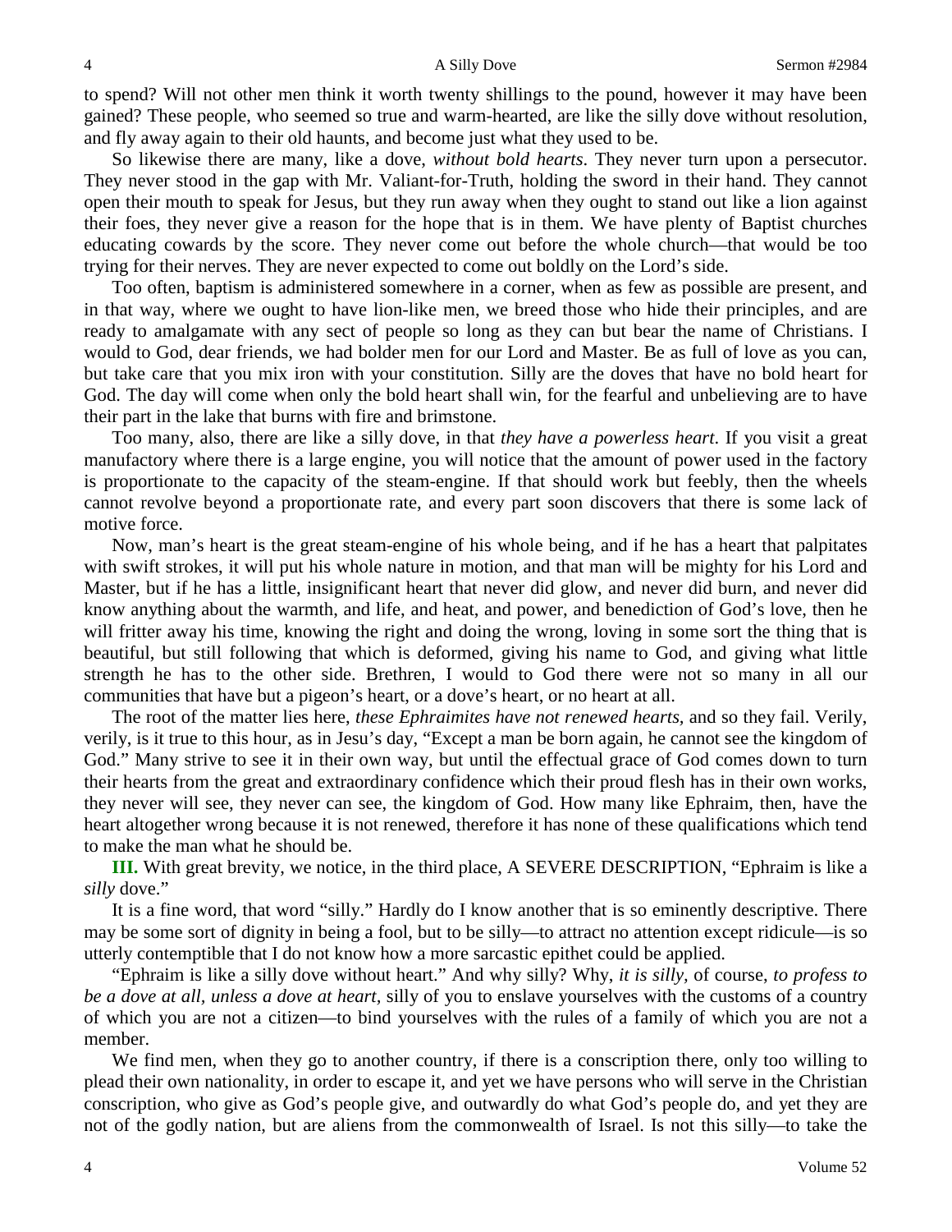to spend? Will not other men think it worth twenty shillings to the pound, however it may have been gained? These people, who seemed so true and warm-hearted, are like the silly dove without resolution, and fly away again to their old haunts, and become just what they used to be.

So likewise there are many, like a dove, *without bold hearts*. They never turn upon a persecutor. They never stood in the gap with Mr. Valiant-for-Truth, holding the sword in their hand. They cannot open their mouth to speak for Jesus, but they run away when they ought to stand out like a lion against their foes, they never give a reason for the hope that is in them. We have plenty of Baptist churches educating cowards by the score. They never come out before the whole church—that would be too trying for their nerves. They are never expected to come out boldly on the Lord's side.

Too often, baptism is administered somewhere in a corner, when as few as possible are present, and in that way, where we ought to have lion-like men, we breed those who hide their principles, and are ready to amalgamate with any sect of people so long as they can but bear the name of Christians. I would to God, dear friends, we had bolder men for our Lord and Master. Be as full of love as you can, but take care that you mix iron with your constitution. Silly are the doves that have no bold heart for God. The day will come when only the bold heart shall win, for the fearful and unbelieving are to have their part in the lake that burns with fire and brimstone.

Too many, also, there are like a silly dove, in that *they have a powerless heart*. If you visit a great manufactory where there is a large engine, you will notice that the amount of power used in the factory is proportionate to the capacity of the steam-engine. If that should work but feebly, then the wheels cannot revolve beyond a proportionate rate, and every part soon discovers that there is some lack of motive force.

Now, man's heart is the great steam-engine of his whole being, and if he has a heart that palpitates with swift strokes, it will put his whole nature in motion, and that man will be mighty for his Lord and Master, but if he has a little, insignificant heart that never did glow, and never did burn, and never did know anything about the warmth, and life, and heat, and power, and benediction of God's love, then he will fritter away his time, knowing the right and doing the wrong, loving in some sort the thing that is beautiful, but still following that which is deformed, giving his name to God, and giving what little strength he has to the other side. Brethren, I would to God there were not so many in all our communities that have but a pigeon's heart, or a dove's heart, or no heart at all.

The root of the matter lies here, *these Ephraimites have not renewed hearts,* and so they fail. Verily, verily, is it true to this hour, as in Jesu's day, "Except a man be born again, he cannot see the kingdom of God." Many strive to see it in their own way, but until the effectual grace of God comes down to turn their hearts from the great and extraordinary confidence which their proud flesh has in their own works, they never will see, they never can see, the kingdom of God. How many like Ephraim, then, have the heart altogether wrong because it is not renewed, therefore it has none of these qualifications which tend to make the man what he should be.

**III.** With great brevity, we notice, in the third place, A SEVERE DESCRIPTION, "Ephraim is like a *silly* dove."

It is a fine word, that word "silly." Hardly do I know another that is so eminently descriptive. There may be some sort of dignity in being a fool, but to be silly—to attract no attention except ridicule—is so utterly contemptible that I do not know how a more sarcastic epithet could be applied.

"Ephraim is like a silly dove without heart." And why silly? Why, *it is silly,* of course, *to profess to be a dove at all, unless a dove at heart,* silly of you to enslave yourselves with the customs of a country of which you are not a citizen—to bind yourselves with the rules of a family of which you are not a member.

We find men, when they go to another country, if there is a conscription there, only too willing to plead their own nationality, in order to escape it, and yet we have persons who will serve in the Christian conscription, who give as God's people give, and outwardly do what God's people do, and yet they are not of the godly nation, but are aliens from the commonwealth of Israel. Is not this silly—to take the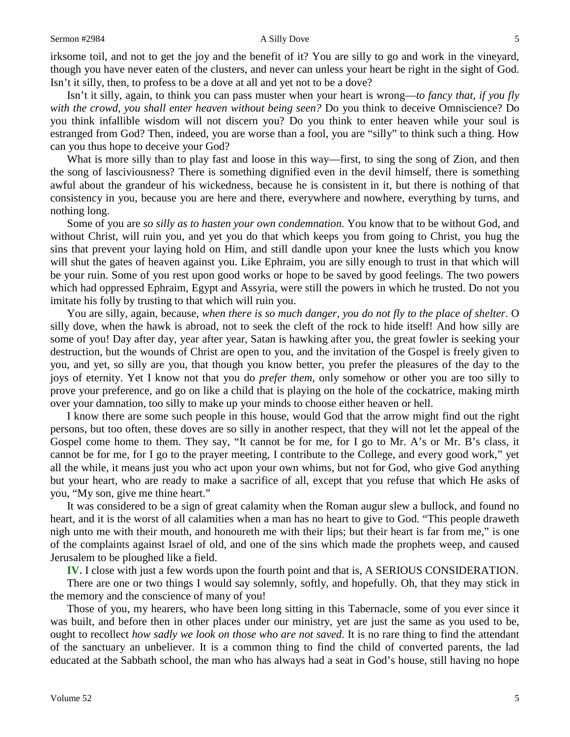irksome toil, and not to get the joy and the benefit of it? You are silly to go and work in the vineyard, though you have never eaten of the clusters, and never can unless your heart be right in the sight of God. Isn't it silly, then, to profess to be a dove at all and yet not to be a dove?

Isn't it silly, again, to think you can pass muster when your heart is wrong—*to fancy that, if you fly with the crowd, you shall enter heaven without being seen?* Do you think to deceive Omniscience? Do you think infallible wisdom will not discern you? Do you think to enter heaven while your soul is estranged from God? Then, indeed, you are worse than a fool, you are "silly" to think such a thing. How can you thus hope to deceive your God?

What is more silly than to play fast and loose in this way—first, to sing the song of Zion, and then the song of lasciviousness? There is something dignified even in the devil himself, there is something awful about the grandeur of his wickedness, because he is consistent in it, but there is nothing of that consistency in you, because you are here and there, everywhere and nowhere, everything by turns, and nothing long.

Some of you are *so silly as to hasten your own condemnation.* You know that to be without God, and without Christ, will ruin you, and yet you do that which keeps you from going to Christ, you hug the sins that prevent your laying hold on Him, and still dandle upon your knee the lusts which you know will shut the gates of heaven against you. Like Ephraim, you are silly enough to trust in that which will be your ruin. Some of you rest upon good works or hope to be saved by good feelings. The two powers which had oppressed Ephraim, Egypt and Assyria, were still the powers in which he trusted. Do not you imitate his folly by trusting to that which will ruin you.

You are silly, again, because, *when there is so much danger, you do not fly to the place of shelter*. O silly dove, when the hawk is abroad, not to seek the cleft of the rock to hide itself! And how silly are some of you! Day after day, year after year, Satan is hawking after you, the great fowler is seeking your destruction, but the wounds of Christ are open to you, and the invitation of the Gospel is freely given to you, and yet, so silly are you, that though you know better, you prefer the pleasures of the day to the joys of eternity. Yet I know not that you do *prefer them,* only somehow or other you are too silly to prove your preference, and go on like a child that is playing on the hole of the cockatrice, making mirth over your damnation, too silly to make up your minds to choose either heaven or hell.

I know there are some such people in this house, would God that the arrow might find out the right persons, but too often, these doves are so silly in another respect, that they will not let the appeal of the Gospel come home to them. They say, "It cannot be for me, for I go to Mr. A's or Mr. B's class, it cannot be for me, for I go to the prayer meeting, I contribute to the College, and every good work," yet all the while, it means just you who act upon your own whims, but not for God, who give God anything but your heart, who are ready to make a sacrifice of all, except that you refuse that which He asks of you, "My son, give me thine heart."

It was considered to be a sign of great calamity when the Roman augur slew a bullock, and found no heart, and it is the worst of all calamities when a man has no heart to give to God. "This people draweth nigh unto me with their mouth, and honoureth me with their lips; but their heart is far from me," is one of the complaints against Israel of old, and one of the sins which made the prophets weep, and caused Jerusalem to be ploughed like a field.

**IV.** I close with just a few words upon the fourth point and that is, A SERIOUS CONSIDERATION.

There are one or two things I would say solemnly, softly, and hopefully. Oh, that they may stick in the memory and the conscience of many of you!

Those of you, my hearers, who have been long sitting in this Tabernacle, some of you ever since it was built, and before then in other places under our ministry, yet are just the same as you used to be, ought to recollect *how sadly we look on those who are not saved*. It is no rare thing to find the attendant of the sanctuary an unbeliever. It is a common thing to find the child of converted parents, the lad educated at the Sabbath school, the man who has always had a seat in God's house, still having no hope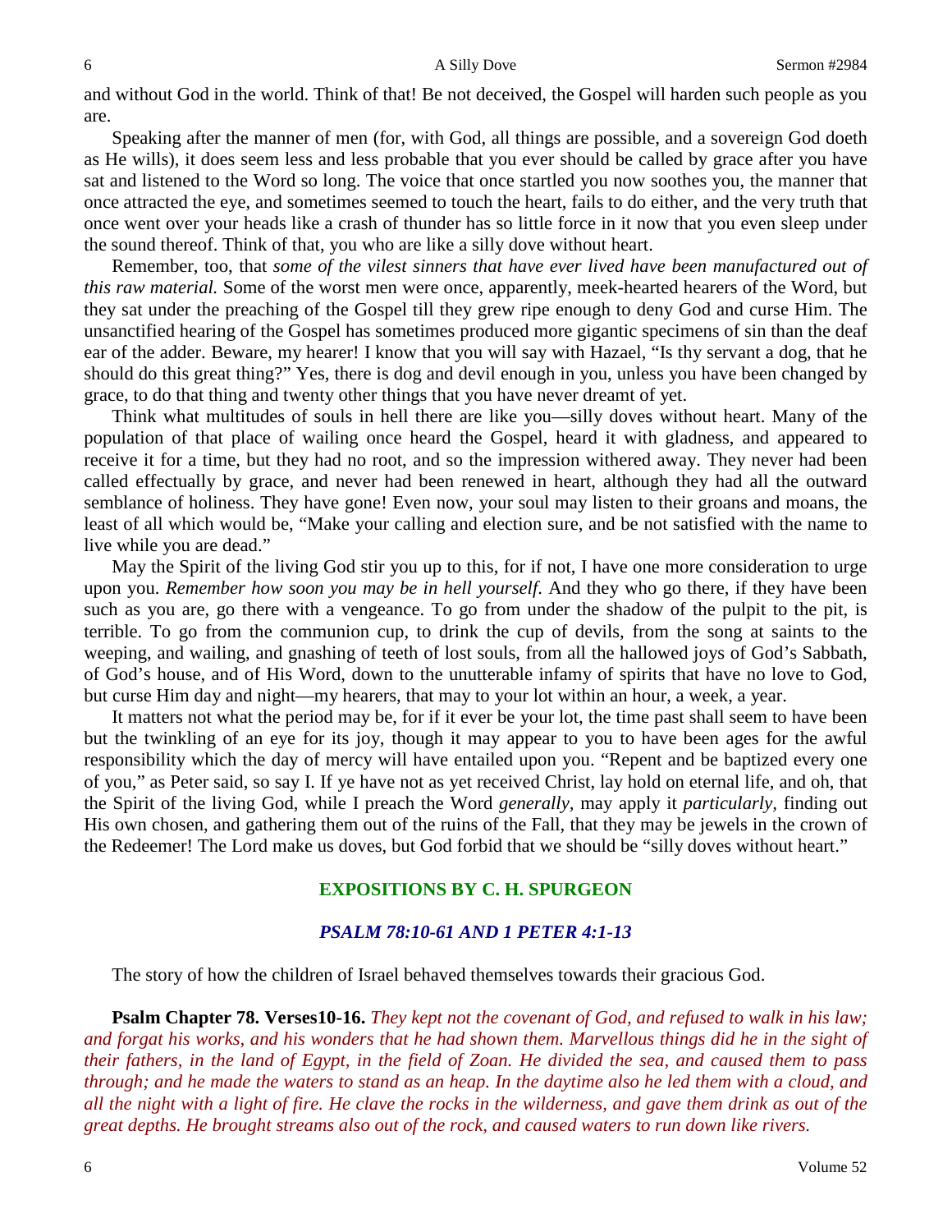and without God in the world. Think of that! Be not deceived, the Gospel will harden such people as you are.

Speaking after the manner of men (for, with God, all things are possible, and a sovereign God doeth as He wills), it does seem less and less probable that you ever should be called by grace after you have sat and listened to the Word so long. The voice that once startled you now soothes you, the manner that once attracted the eye, and sometimes seemed to touch the heart, fails to do either, and the very truth that once went over your heads like a crash of thunder has so little force in it now that you even sleep under the sound thereof. Think of that, you who are like a silly dove without heart.

Remember, too, that *some of the vilest sinners that have ever lived have been manufactured out of this raw material.* Some of the worst men were once, apparently, meek-hearted hearers of the Word, but they sat under the preaching of the Gospel till they grew ripe enough to deny God and curse Him. The unsanctified hearing of the Gospel has sometimes produced more gigantic specimens of sin than the deaf ear of the adder. Beware, my hearer! I know that you will say with Hazael, "Is thy servant a dog, that he should do this great thing?" Yes, there is dog and devil enough in you, unless you have been changed by grace, to do that thing and twenty other things that you have never dreamt of yet.

Think what multitudes of souls in hell there are like you—silly doves without heart. Many of the population of that place of wailing once heard the Gospel, heard it with gladness, and appeared to receive it for a time, but they had no root, and so the impression withered away. They never had been called effectually by grace, and never had been renewed in heart, although they had all the outward semblance of holiness. They have gone! Even now, your soul may listen to their groans and moans, the least of all which would be, "Make your calling and election sure, and be not satisfied with the name to live while you are dead."

May the Spirit of the living God stir you up to this, for if not, I have one more consideration to urge upon you. *Remember how soon you may be in hell yourself.* And they who go there, if they have been such as you are, go there with a vengeance. To go from under the shadow of the pulpit to the pit, is terrible. To go from the communion cup, to drink the cup of devils, from the song at saints to the weeping, and wailing, and gnashing of teeth of lost souls, from all the hallowed joys of God's Sabbath, of God's house, and of His Word, down to the unutterable infamy of spirits that have no love to God, but curse Him day and night—my hearers, that may to your lot within an hour, a week, a year.

It matters not what the period may be, for if it ever be your lot, the time past shall seem to have been but the twinkling of an eye for its joy, though it may appear to you to have been ages for the awful responsibility which the day of mercy will have entailed upon you. "Repent and be baptized every one of you," as Peter said, so say I. If ye have not as yet received Christ, lay hold on eternal life, and oh, that the Spirit of the living God, while I preach the Word *generally,* may apply it *particularly,* finding out His own chosen, and gathering them out of the ruins of the Fall, that they may be jewels in the crown of the Redeemer! The Lord make us doves, but God forbid that we should be "silly doves without heart."

## EXPOSITIONS BY C. H. SPURGEON

### *PSALM 78:10-61 AND 1 PETER 4:1-13*

The story of how the children of Israel behaved themselves towards their gracious God.

**Psalm Chapter 78. Verses10-16.** *They kept not the covenant of God, and refused to walk in his law; and forgat his works, and his wonders that he had shown them. Marvellous things did he in the sight of their fathers, in the land of Egypt, in the field of Zoan. He divided the sea, and caused them to pass through; and he made the waters to stand as an heap. In the daytime also he led them with a cloud, and all the night with a light of fire. He clave the rocks in the wilderness, and gave them drink as out of the great depths. He brought streams also out of the rock, and caused waters to run down like rivers.*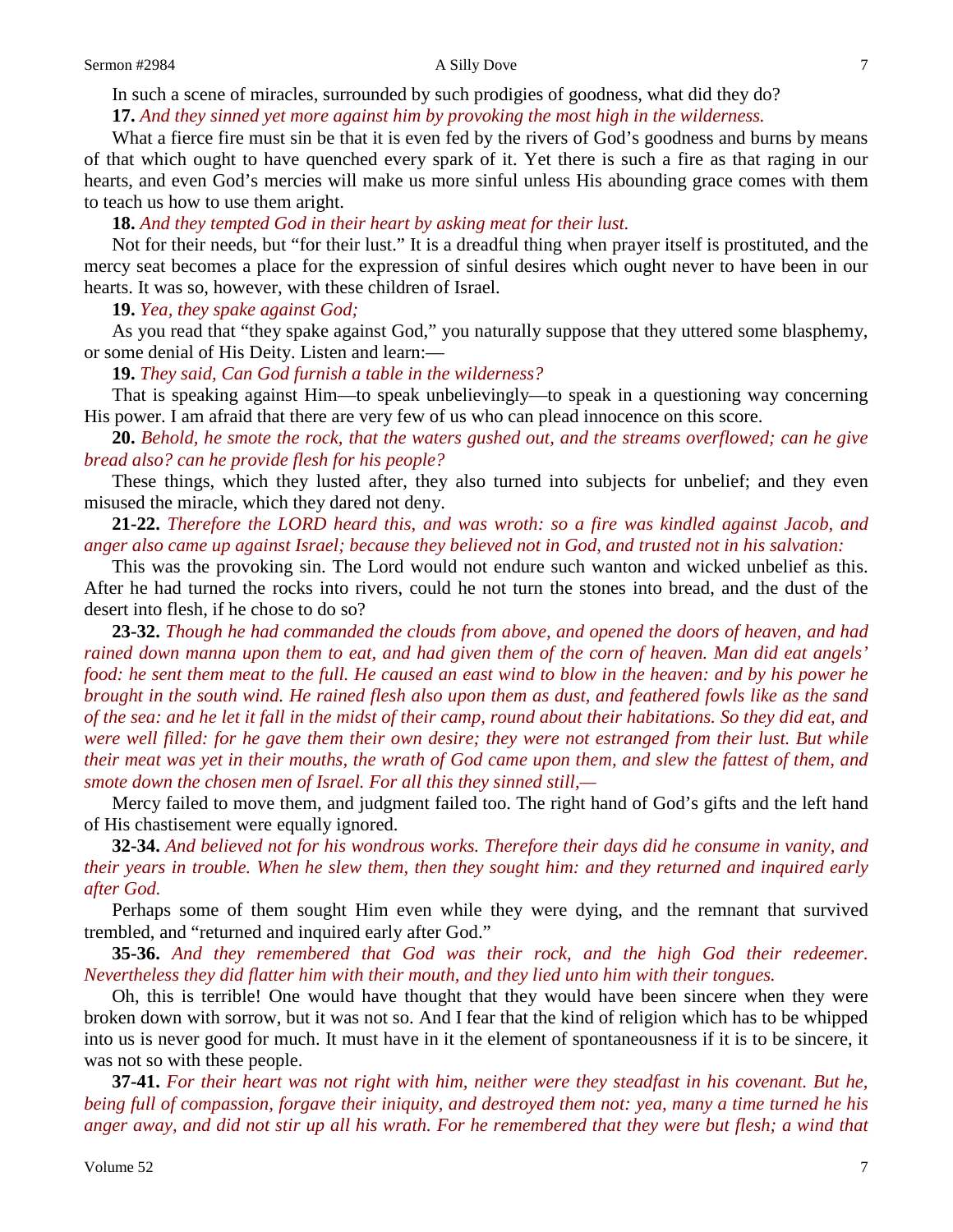In such a scene of miracles, surrounded by such prodigies of goodness, what did they do?

**17.** *And they sinned yet more against him by provoking the most high in the wilderness.*

What a fierce fire must sin be that it is even fed by the rivers of God's goodness and burns by means of that which ought to have quenched every spark of it. Yet there is such a fire as that raging in our hearts, and even God's mercies will make us more sinful unless His abounding grace comes with them to teach us how to use them aright.

**18.** *And they tempted God in their heart by asking meat for their lust.*

Not for their needs, but "for their lust." It is a dreadful thing when prayer itself is prostituted, and the mercy seat becomes a place for the expression of sinful desires which ought never to have been in our hearts. It was so, however, with these children of Israel.

**19.** *Yea, they spake against God;*

As you read that "they spake against God," you naturally suppose that they uttered some blasphemy, or some denial of His Deity. Listen and learn:—

**19.** *They said, Can God furnish a table in the wilderness?*

That is speaking against Him—to speak unbelievingly—to speak in a questioning way concerning His power. I am afraid that there are very few of us who can plead innocence on this score.

**20.** *Behold, he smote the rock, that the waters gushed out, and the streams overflowed; can he give bread also? can he provide flesh for his people?*

These things, which they lusted after, they also turned into subjects for unbelief; and they even misused the miracle, which they dared not deny.

**21-22.** *Therefore the LORD heard this, and was wroth: so a fire was kindled against Jacob, and anger also came up against Israel; because they believed not in God, and trusted not in his salvation:*

This was the provoking sin. The Lord would not endure such wanton and wicked unbelief as this. After he had turned the rocks into rivers, could he not turn the stones into bread, and the dust of the desert into flesh, if he chose to do so?

**23-32.** *Though he had commanded the clouds from above, and opened the doors of heaven, and had rained down manna upon them to eat, and had given them of the corn of heaven. Man did eat angels' food: he sent them meat to the full. He caused an east wind to blow in the heaven: and by his power he brought in the south wind. He rained flesh also upon them as dust, and feathered fowls like as the sand of the sea: and he let it fall in the midst of their camp, round about their habitations. So they did eat, and were well filled: for he gave them their own desire; they were not estranged from their lust. But while their meat was yet in their mouths, the wrath of God came upon them, and slew the fattest of them, and smote down the chosen men of Israel. For all this they sinned still,—*

Mercy failed to move them, and judgment failed too. The right hand of God's gifts and the left hand of His chastisement were equally ignored.

**32-34.** *And believed not for his wondrous works. Therefore their days did he consume in vanity, and their years in trouble. When he slew them, then they sought him: and they returned and inquired early after God.*

Perhaps some of them sought Him even while they were dying, and the remnant that survived trembled, and "returned and inquired early after God."

**35-36.** *And they remembered that God was their rock, and the high God their redeemer. Nevertheless they did flatter him with their mouth, and they lied unto him with their tongues.*

Oh, this is terrible! One would have thought that they would have been sincere when they were broken down with sorrow, but it was not so. And I fear that the kind of religion which has to be whipped into us is never good for much. It must have in it the element of spontaneousness if it is to be sincere, it was not so with these people.

**37-41.** *For their heart was not right with him, neither were they steadfast in his covenant. But he, being full of compassion, forgave their iniquity, and destroyed them not: yea, many a time turned he his anger away, and did not stir up all his wrath. For he remembered that they were but flesh; a wind that*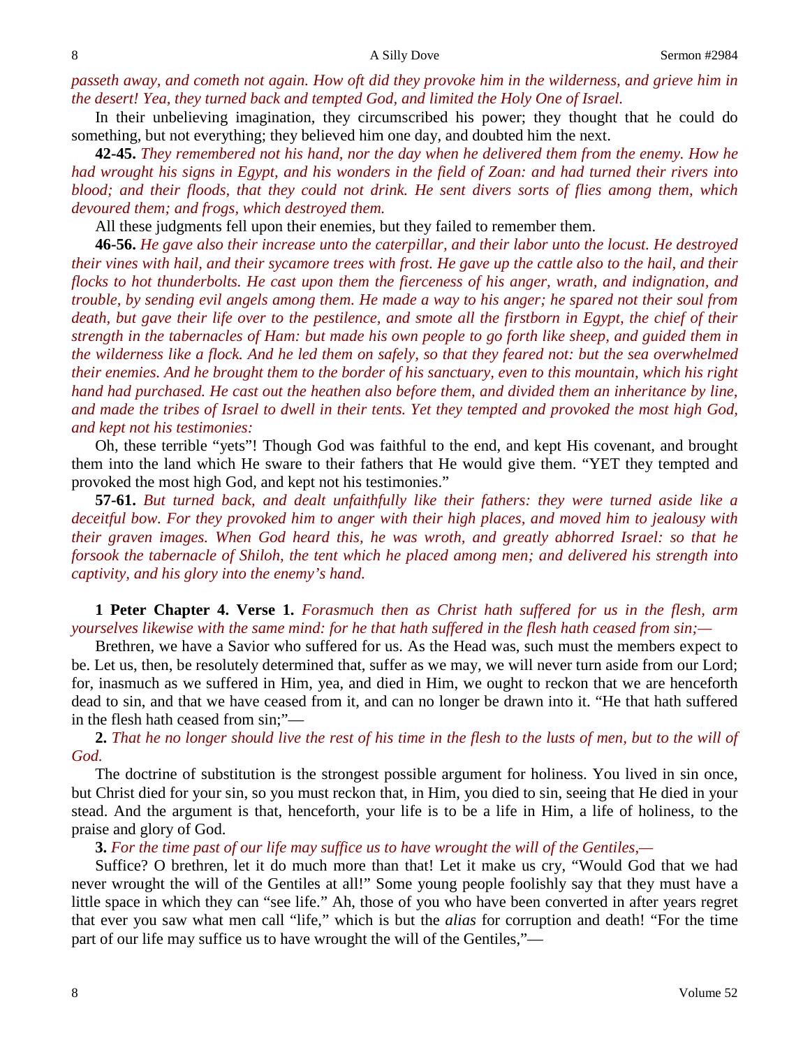*passeth away, and cometh not again. How oft did they provoke him in the wilderness, and grieve him in the desert! Yea, they turned back and tempted God, and limited the Holy One of Israel.*

In their unbelieving imagination, they circumscribed his power; they thought that he could do something, but not everything; they believed him one day, and doubted him the next.

**42-45.** *They remembered not his hand, nor the day when he delivered them from the enemy. How he had wrought his signs in Egypt, and his wonders in the field of Zoan: and had turned their rivers into blood; and their floods, that they could not drink. He sent divers sorts of flies among them, which devoured them; and frogs, which destroyed them.*

All these judgments fell upon their enemies, but they failed to remember them.

**46-56.** *He gave also their increase unto the caterpillar, and their labor unto the locust. He destroyed their vines with hail, and their sycamore trees with frost. He gave up the cattle also to the hail, and their flocks to hot thunderbolts. He cast upon them the fierceness of his anger, wrath, and indignation, and trouble, by sending evil angels among them. He made a way to his anger; he spared not their soul from death, but gave their life over to the pestilence, and smote all the firstborn in Egypt, the chief of their strength in the tabernacles of Ham: but made his own people to go forth like sheep, and guided them in the wilderness like a flock. And he led them on safely, so that they feared not: but the sea overwhelmed their enemies. And he brought them to the border of his sanctuary, even to this mountain, which his right hand had purchased. He cast out the heathen also before them, and divided them an inheritance by line, and made the tribes of Israel to dwell in their tents. Yet they tempted and provoked the most high God, and kept not his testimonies:*

Oh, these terrible "yets"! Though God was faithful to the end, and kept His covenant, and brought them into the land which He sware to their fathers that He would give them. "YET they tempted and provoked the most high God, and kept not his testimonies."

**57-61.** *But turned back, and dealt unfaithfully like their fathers: they were turned aside like a deceitful bow. For they provoked him to anger with their high places, and moved him to jealousy with their graven images. When God heard this, he was wroth, and greatly abhorred Israel: so that he forsook the tabernacle of Shiloh, the tent which he placed among men; and delivered his strength into captivity, and his glory into the enemy's hand.*

**1 Peter Chapter 4. Verse 1.** *Forasmuch then as Christ hath suffered for us in the flesh, arm yourselves likewise with the same mind: for he that hath suffered in the flesh hath ceased from sin;—*

Brethren, we have a Savior who suffered for us. As the Head was, such must the members expect to be. Let us, then, be resolutely determined that, suffer as we may, we will never turn aside from our Lord; for, inasmuch as we suffered in Him, yea, and died in Him, we ought to reckon that we are henceforth dead to sin, and that we have ceased from it, and can no longer be drawn into it. "He that hath suffered in the flesh hath ceased from sin;"—

**2.** *That he no longer should live the rest of his time in the flesh to the lusts of men, but to the will of God.*

The doctrine of substitution is the strongest possible argument for holiness. You lived in sin once, but Christ died for your sin, so you must reckon that, in Him, you died to sin, seeing that He died in your stead. And the argument is that, henceforth, your life is to be a life in Him, a life of holiness, to the praise and glory of God.

**3.** *For the time past of our life may suffice us to have wrought the will of the Gentiles,—*

Suffice? O brethren, let it do much more than that! Let it make us cry, "Would God that we had never wrought the will of the Gentiles at all!" Some young people foolishly say that they must have a little space in which they can "see life." Ah, those of you who have been converted in after years regret that ever you saw what men call "life," which is but the *alias* for corruption and death! "For the time part of our life may suffice us to have wrought the will of the Gentiles,"—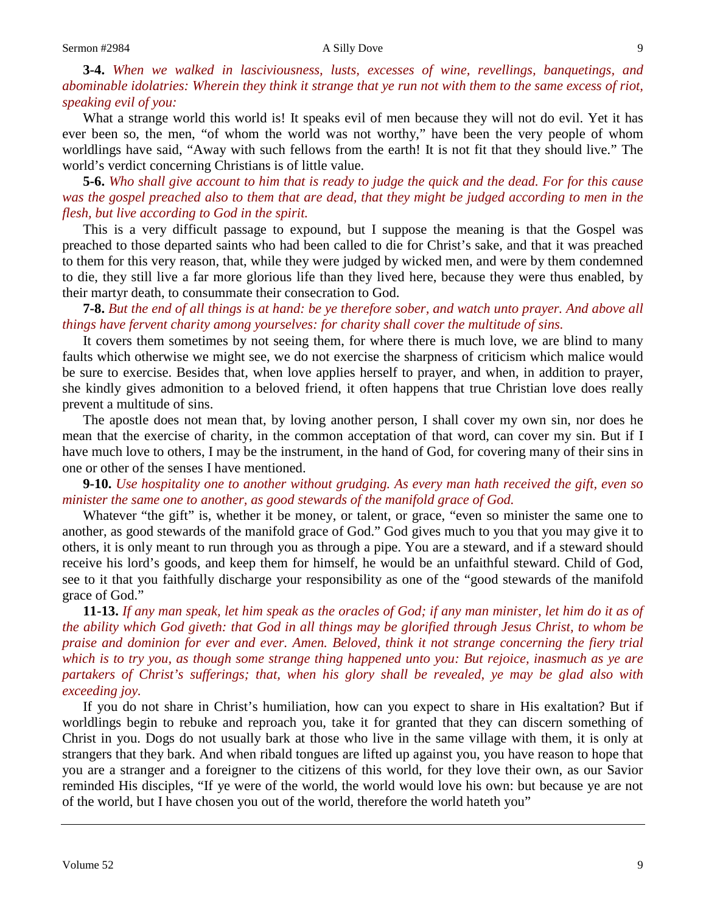**3-4.** *When we walked in lasciviousness, lusts, excesses of wine, revellings, banquetings, and abominable idolatries: Wherein they think it strange that ye run not with them to the same excess of riot, speaking evil of you:*

What a strange world this world is! It speaks evil of men because they will not do evil. Yet it has ever been so, the men, "of whom the world was not worthy," have been the very people of whom worldlings have said, "Away with such fellows from the earth! It is not fit that they should live." The world's verdict concerning Christians is of little value.

**5-6.** *Who shall give account to him that is ready to judge the quick and the dead. For for this cause was the gospel preached also to them that are dead, that they might be judged according to men in the flesh, but live according to God in the spirit.*

This is a very difficult passage to expound, but I suppose the meaning is that the Gospel was preached to those departed saints who had been called to die for Christ's sake, and that it was preached to them for this very reason, that, while they were judged by wicked men, and were by them condemned to die, they still live a far more glorious life than they lived here, because they were thus enabled, by their martyr death, to consummate their consecration to God.

**7-8.** *But the end of all things is at hand: be ye therefore sober, and watch unto prayer. And above all things have fervent charity among yourselves: for charity shall cover the multitude of sins.*

It covers them sometimes by not seeing them, for where there is much love, we are blind to many faults which otherwise we might see, we do not exercise the sharpness of criticism which malice would be sure to exercise. Besides that, when love applies herself to prayer, and when, in addition to prayer, she kindly gives admonition to a beloved friend, it often happens that true Christian love does really prevent a multitude of sins.

The apostle does not mean that, by loving another person, I shall cover my own sin, nor does he mean that the exercise of charity, in the common acceptation of that word, can cover my sin. But if I have much love to others, I may be the instrument, in the hand of God, for covering many of their sins in one or other of the senses I have mentioned.

**9-10.** *Use hospitality one to another without grudging. As every man hath received the gift, even so minister the same one to another, as good stewards of the manifold grace of God.*

Whatever "the gift" is, whether it be money, or talent, or grace, "even so minister the same one to another, as good stewards of the manifold grace of God." God gives much to you that you may give it to others, it is only meant to run through you as through a pipe. You are a steward, and if a steward should receive his lord's goods, and keep them for himself, he would be an unfaithful steward. Child of God, see to it that you faithfully discharge your responsibility as one of the "good stewards of the manifold grace of God."

**11-13.** *If any man speak, let him speak as the oracles of God; if any man minister, let him do it as of the ability which God giveth: that God in all things may be glorified through Jesus Christ, to whom be praise and dominion for ever and ever. Amen. Beloved, think it not strange concerning the fiery trial which is to try you, as though some strange thing happened unto you: But rejoice, inasmuch as ye are partakers of Christ's sufferings; that, when his glory shall be revealed, ye may be glad also with exceeding joy.*

If you do not share in Christ's humiliation, how can you expect to share in His exaltation? But if worldlings begin to rebuke and reproach you, take it for granted that they can discern something of Christ in you. Dogs do not usually bark at those who live in the same village with them, it is only at strangers that they bark. And when ribald tongues are lifted up against you, you have reason to hope that you are a stranger and a foreigner to the citizens of this world, for they love their own, as our Savior reminded His disciples, "If ye were of the world, the world would love his own: but because ye are not of the world, but I have chosen you out of the world, therefore the world hateth you"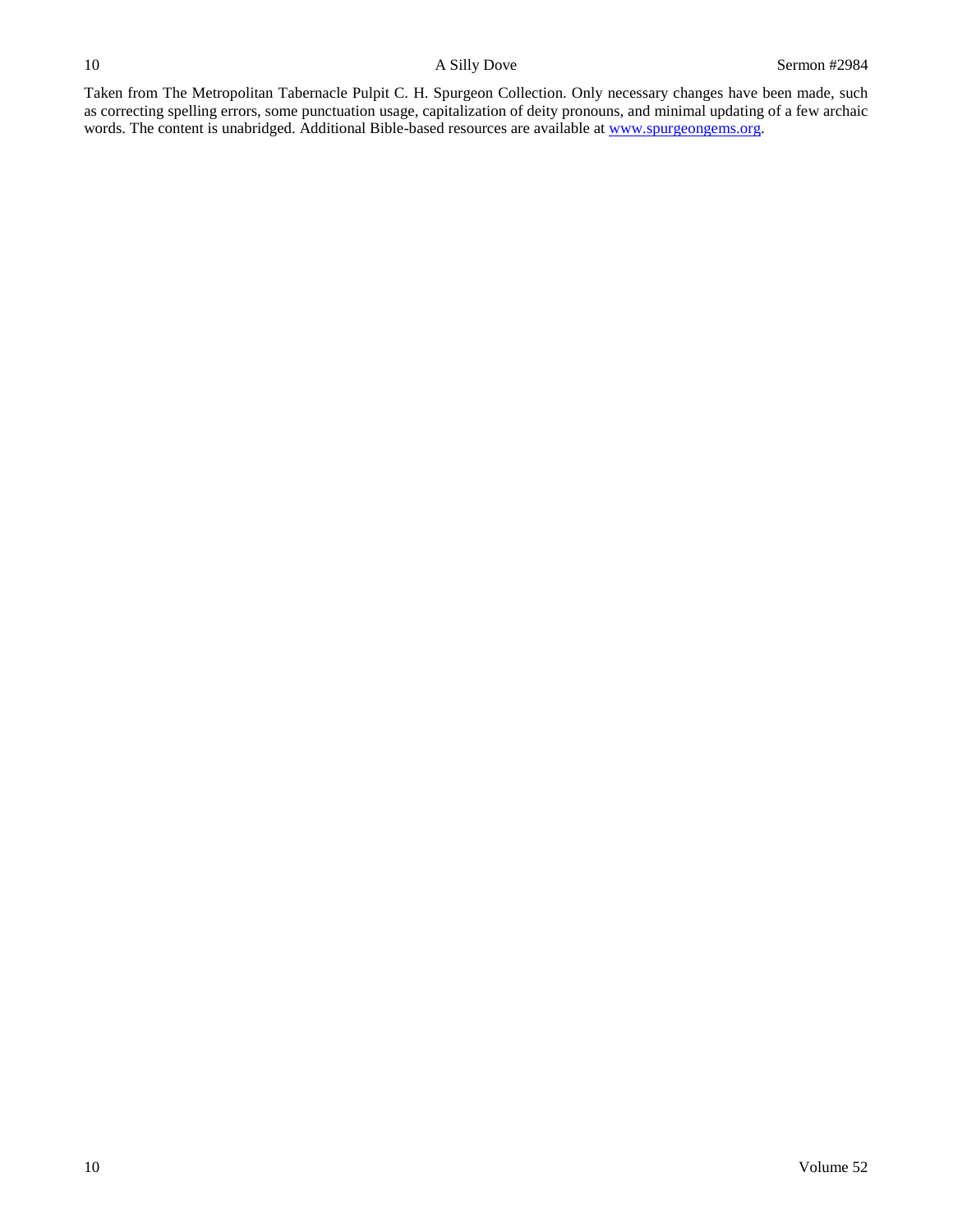Taken from The Metropolitan Tabernacle Pulpit C. H. Spurgeon Collection. Only necessary changes have been made, such as correcting spelling errors, some punctuation usage, capitalization of deity pronouns, and minimal updating of a few archaic words. The content is unabridged. Additional Bible-based resources are available at www.spurgeongems.org.